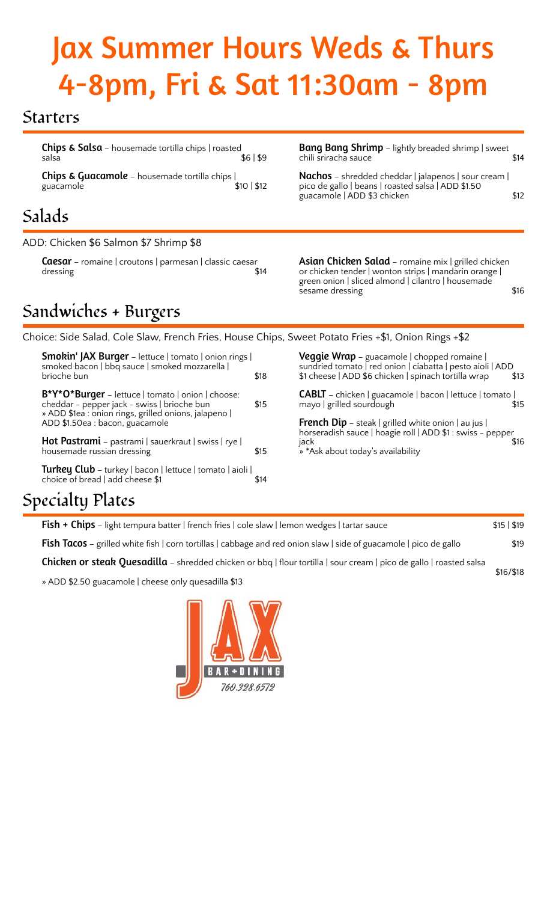# Jax Summer Hours Weds & Thurs 4-8pm, Fri & Sat 11:30am - 8pm

## Starters

**Chips & Salsa** – housemade tortilla chips | roasted salsa $6 | $9

**Chips & Guacamole** – housemade tortilla chips | guacamole $10 | $12

**Bang Bang Shrimp** – lightly breaded shrimp | sweet chili sriracha sauce $14

**Nachos** – shredded cheddar | jalapenos | sour cream | pico de gallo | beans | roasted salsa | ADD $1.50 guacamole | ADD $3 chicken $12

## Salads

ADD: Chicken $6 Salmon $7 Shrimp $8

**Caesar** – romaine | croutons | parmesan | classic caesar dressing $14

**Asian Chicken Salad** – romaine mix | grilled chicken or chicken tender | wonton strips | mandarin orange | green onion | sliced almond | cilantro | housemade sesame dressing $16

## Sandwiches + Burgers

Choice: Side Salad, Cole Slaw, French Fries, House Chips, Sweet Potato Fries +$1, Onion Rings +$2

**Smokin' JAX Burger** – lettuce | tomato | onion rings | smoked bacon | bbq sauce | smoked mozzarella | brioche bun $18

**B*Y*O*Burger** – lettuce | tomato | onion | choose: cheddar - pepper jack - swiss | brioche bun $15
» ADD $1ea : onion rings, grilled onions, jalapeno | ADD $1.50ea : bacon, guacamole

**Hot Pastrami** – pastrami | sauerkraut | swiss | rye | housemade russian dressing $15

**Turkey Club** – turkey | bacon | lettuce | tomato | aioli | choice of bread | add cheese $1 $14

**Veggie Wrap** – guacamole | chopped romaine | sundried tomato | red onion | ciabatta | pesto aioli | ADD $1 cheese | ADD $6 chicken | spinach tortilla wrap $13

**CABLT** – chicken | guacamole | bacon | lettuce | tomato | mayo | grilled sourdough $15

**French Dip** – steak | grilled white onion | au jus | horseradish sauce | hoagie roll | ADD $1 : swiss - pepper jack $16
» *Ask about today's availability

## Specialty Plates

**Fish + Chips** – light tempura batter | french fries | cole slaw | lemon wedges | tartar sauce $15 | $19

**Fish Tacos** – grilled white fish | corn tortillas | cabbage and red onion slaw | side of guacamole | pico de gallo $19

**Chicken or steak Quesadilla** – shredded chicken or bbq | flour tortilla | sour cream | pico de gallo | roasted salsa $16/$18
» ADD $2.50 guacamole | cheese only quesadilla $13

JAX BAR + DINING
760.328.6572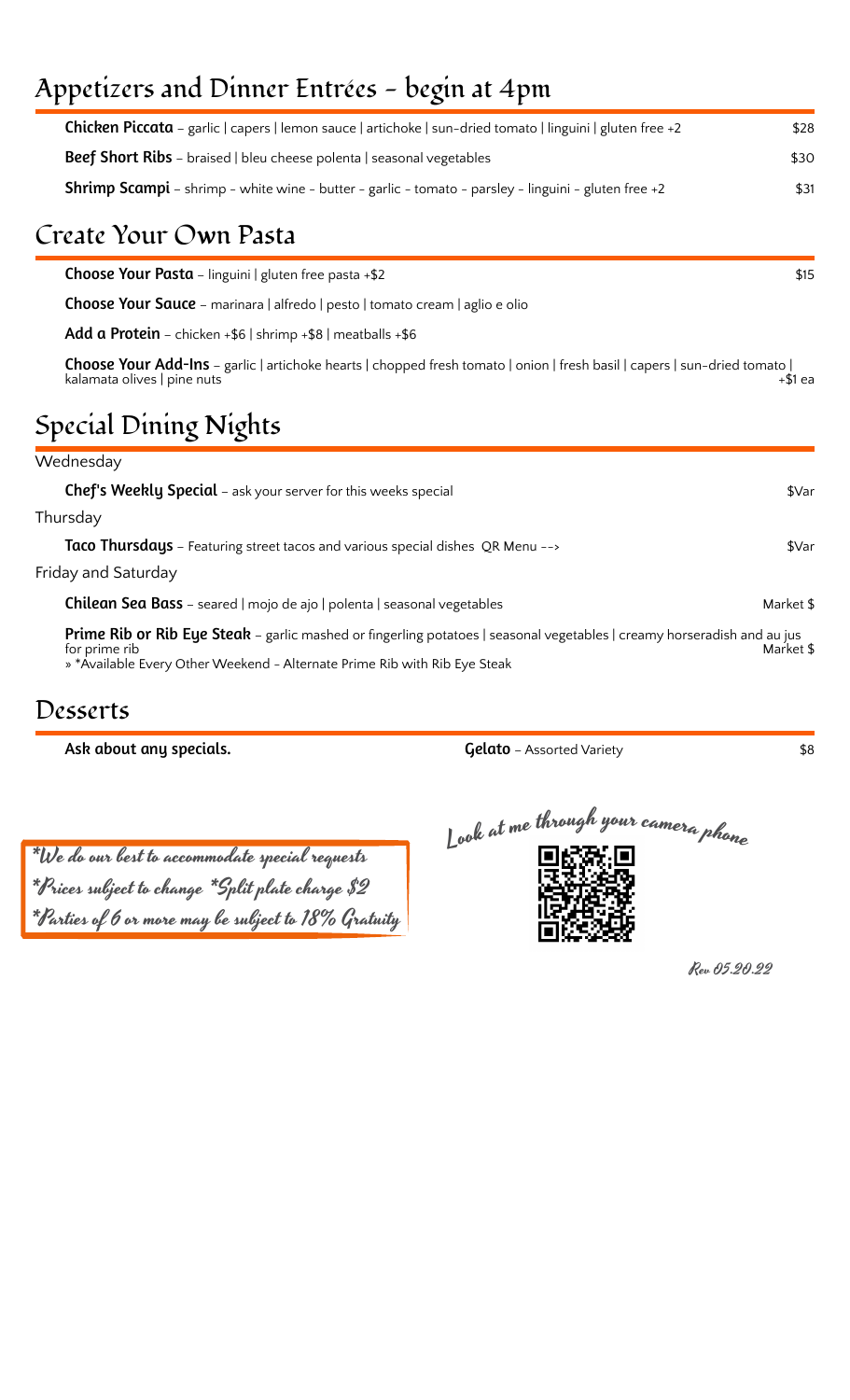# Appetizers and Dinner Entrées - begin at 4pm

**Chicken Piccata** – garlic | capers | lemon sauce | artichoke | sun-dried tomato | linguini | gluten free +2 — $28

**Beef Short Ribs** – braised | bleu cheese polenta | seasonal vegetables — $30

**Shrimp Scampi** – shrimp - white wine - butter - garlic - tomato - parsley - linguini - gluten free +2 — $31

# Create Your Own Pasta

**Choose Your Pasta** – linguini | gluten free pasta +$2 — $15

**Choose Your Sauce** – marinara | alfredo | pesto | tomato cream | aglio e olio

**Add a Protein** – chicken +$6 | shrimp +$8 | meatballs +$6

**Choose Your Add-Ins** – garlic | artichoke hearts | chopped fresh tomato | onion | fresh basil | capers | sun-dried tomato | kalamata olives | pine nuts — +$1 ea

# Special Dining Nights

Wednesday

**Chef's Weekly Special** – ask your server for this weeks special — $Var

Thursday

**Taco Thursdays** – Featuring street tacos and various special dishes QR Menu --> — $Var

Friday and Saturday

**Chilean Sea Bass** – seared | mojo de ajo | polenta | seasonal vegetables — Market $

**Prime Rib or Rib Eye Steak** – garlic mashed or fingerling potatoes | seasonal vegetables | creamy horseradish and au jus for prime rib — Market $

» *Available Every Other Weekend - Alternate Prime Rib with Rib Eye Steak

# Desserts

**Ask about any specials.**

**Gelato** – Assorted Variety — $8

*We do our best to accommodate special requests
*Prices subject to change *Split plate charge $2
*Parties of 6 or more may be subject to 18% Gratuity

Look at me through your camera phone

Rev 05.20.22